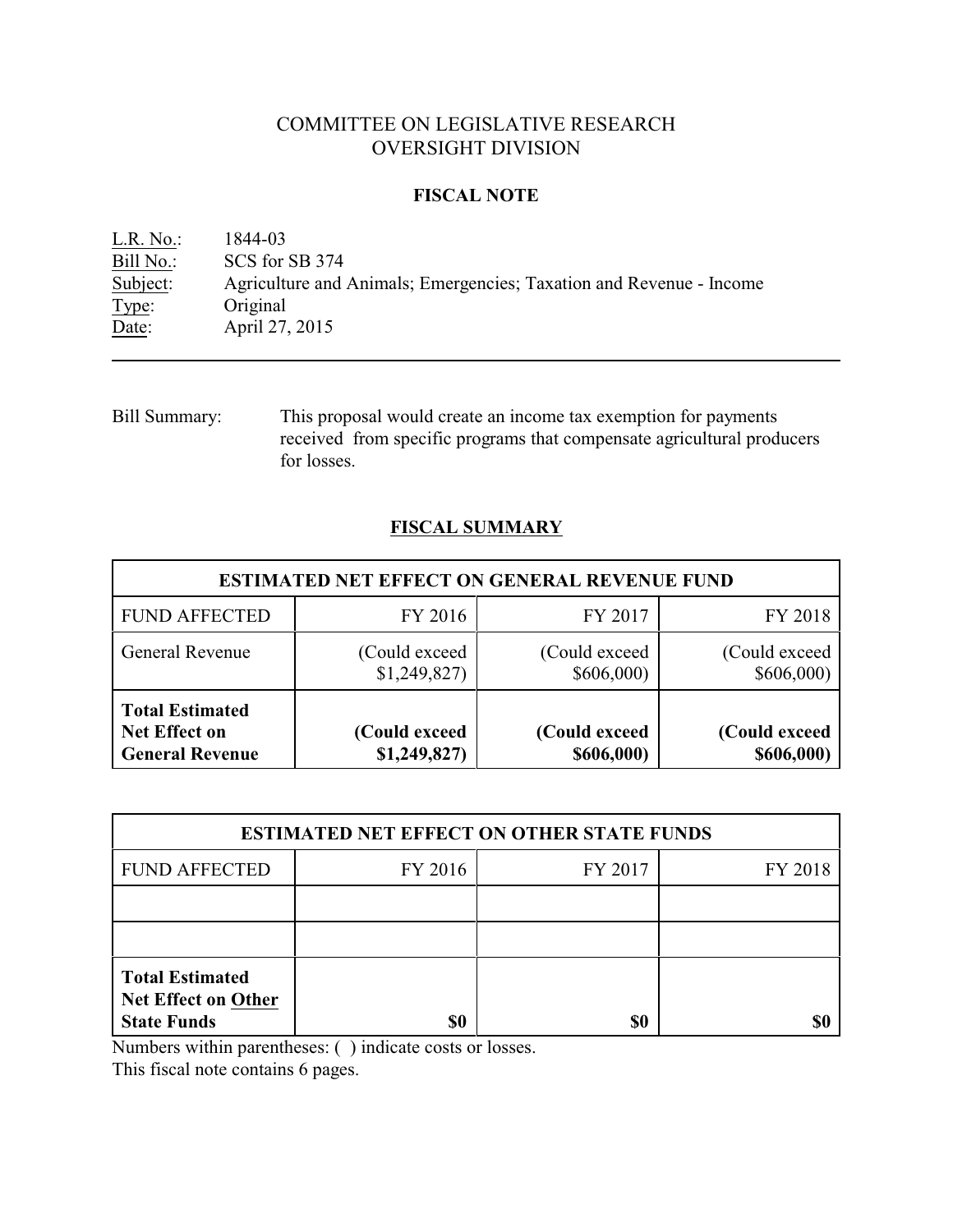# COMMITTEE ON LEGISLATIVE RESEARCH
# OVERSIGHT DIVISION

## FISCAL NOTE

L.R. No.: 1844-03
Bill No.: SCS for SB 374
Subject: Agriculture and Animals; Emergencies; Taxation and Revenue - Income
Type: Original
Date: April 27, 2015

---

Bill Summary: This proposal would create an income tax exemption for payments received from specific programs that compensate agricultural producers for losses.

## FISCAL SUMMARY

| ESTIMATED NET EFFECT ON GENERAL REVENUE FUND | | | |
|---|---|---|---|
| FUND AFFECTED | FY 2016 | FY 2017 | FY 2018 |
| General Revenue | (Could exceed $1,249,827) | (Could exceed $606,000) | (Could exceed $606,000) |
| **Total Estimated Net Effect on General Revenue** | **(Could exceed $1,249,827)** | **(Could exceed $606,000)** | **(Could exceed $606,000)** |

| ESTIMATED NET EFFECT ON OTHER STATE FUNDS | | | |
|---|---|---|---|
| FUND AFFECTED | FY 2016 | FY 2017 | FY 2018 |
| | | | |
| | | | |
| **Total Estimated Net Effect on Other State Funds** | **$0** | **$0** | **$0** |

Numbers within parentheses: ( ) indicate costs or losses.
This fiscal note contains 6 pages.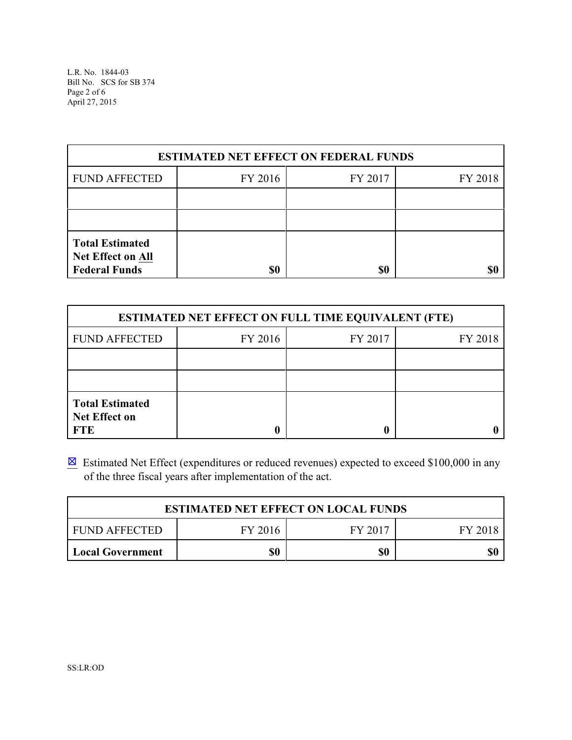| ESTIMATED NET EFFECT ON FEDERAL FUNDS | | | |
|---|---|---|---|
| FUND AFFECTED | FY 2016 | FY 2017 | FY 2018 |
| | | | |
| | | | |
| **Total Estimated Net Effect on All Federal Funds** | **$0** | **$0** | **$0** |

| ESTIMATED NET EFFECT ON FULL TIME EQUIVALENT (FTE) | | | |
|---|---|---|---|
| FUND AFFECTED | FY 2016 | FY 2017 | FY 2018 |
| | | | |
| | | | |
| **Total Estimated Net Effect on FTE** | **0** | **0** | **0** |

☒ Estimated Net Effect (expenditures or reduced revenues) expected to exceed $100,000 in any of the three fiscal years after implementation of the act.

| ESTIMATED NET EFFECT ON LOCAL FUNDS | | | |
|---|---|---|---|
| FUND AFFECTED | FY 2016 | FY 2017 | FY 2018 |
| **Local Government** | **$0** | **$0** | **$0** |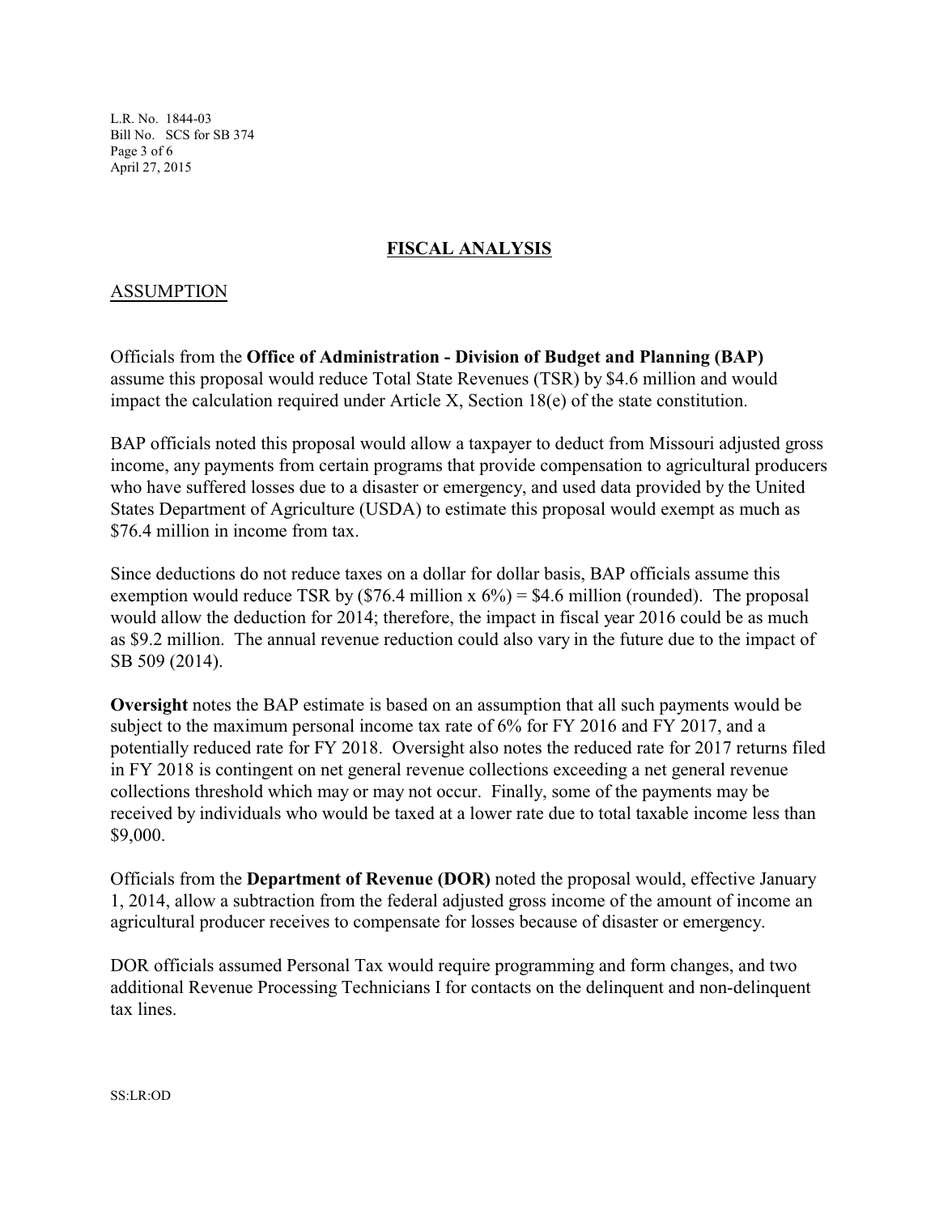## FISCAL ANALYSIS

### ASSUMPTION

Officials from the **Office of Administration - Division of Budget and Planning (BAP)** assume this proposal would reduce Total State Revenues (TSR) by $4.6 million and would impact the calculation required under Article X, Section 18(e) of the state constitution.

BAP officials noted this proposal would allow a taxpayer to deduct from Missouri adjusted gross income, any payments from certain programs that provide compensation to agricultural producers who have suffered losses due to a disaster or emergency, and used data provided by the United States Department of Agriculture (USDA) to estimate this proposal would exempt as much as $76.4 million in income from tax.

Since deductions do not reduce taxes on a dollar for dollar basis, BAP officials assume this exemption would reduce TSR by ($76.4 million x 6%) = $4.6 million (rounded). The proposal would allow the deduction for 2014; therefore, the impact in fiscal year 2016 could be as much as $9.2 million. The annual revenue reduction could also vary in the future due to the impact of SB 509 (2014).

**Oversight** notes the BAP estimate is based on an assumption that all such payments would be subject to the maximum personal income tax rate of 6% for FY 2016 and FY 2017, and a potentially reduced rate for FY 2018. Oversight also notes the reduced rate for 2017 returns filed in FY 2018 is contingent on net general revenue collections exceeding a net general revenue collections threshold which may or may not occur. Finally, some of the payments may be received by individuals who would be taxed at a lower rate due to total taxable income less than $9,000.

Officials from the **Department of Revenue (DOR)** noted the proposal would, effective January 1, 2014, allow a subtraction from the federal adjusted gross income of the amount of income an agricultural producer receives to compensate for losses because of disaster or emergency.

DOR officials assumed Personal Tax would require programming and form changes, and two additional Revenue Processing Technicians I for contacts on the delinquent and non-delinquent tax lines.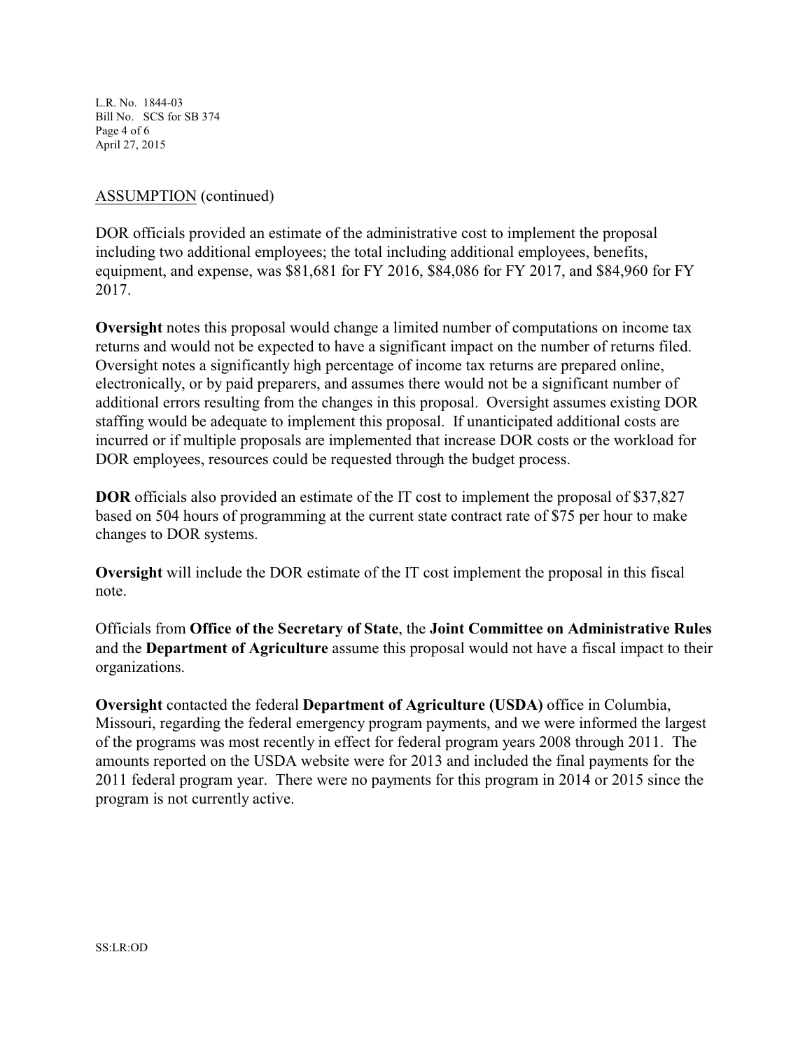ASSUMPTION (continued)

DOR officials provided an estimate of the administrative cost to implement the proposal including two additional employees; the total including additional employees, benefits, equipment, and expense, was $81,681 for FY 2016, $84,086 for FY 2017, and $84,960 for FY 2017.

**Oversight** notes this proposal would change a limited number of computations on income tax returns and would not be expected to have a significant impact on the number of returns filed. Oversight notes a significantly high percentage of income tax returns are prepared online, electronically, or by paid preparers, and assumes there would not be a significant number of additional errors resulting from the changes in this proposal. Oversight assumes existing DOR staffing would be adequate to implement this proposal. If unanticipated additional costs are incurred or if multiple proposals are implemented that increase DOR costs or the workload for DOR employees, resources could be requested through the budget process.

**DOR** officials also provided an estimate of the IT cost to implement the proposal of $37,827 based on 504 hours of programming at the current state contract rate of $75 per hour to make changes to DOR systems.

**Oversight** will include the DOR estimate of the IT cost implement the proposal in this fiscal note.

Officials from **Office of the Secretary of State**, the **Joint Committee on Administrative Rules** and the **Department of Agriculture** assume this proposal would not have a fiscal impact to their organizations.

**Oversight** contacted the federal **Department of Agriculture (USDA)** office in Columbia, Missouri, regarding the federal emergency program payments, and we were informed the largest of the programs was most recently in effect for federal program years 2008 through 2011. The amounts reported on the USDA website were for 2013 and included the final payments for the 2011 federal program year. There were no payments for this program in 2014 or 2015 since the program is not currently active.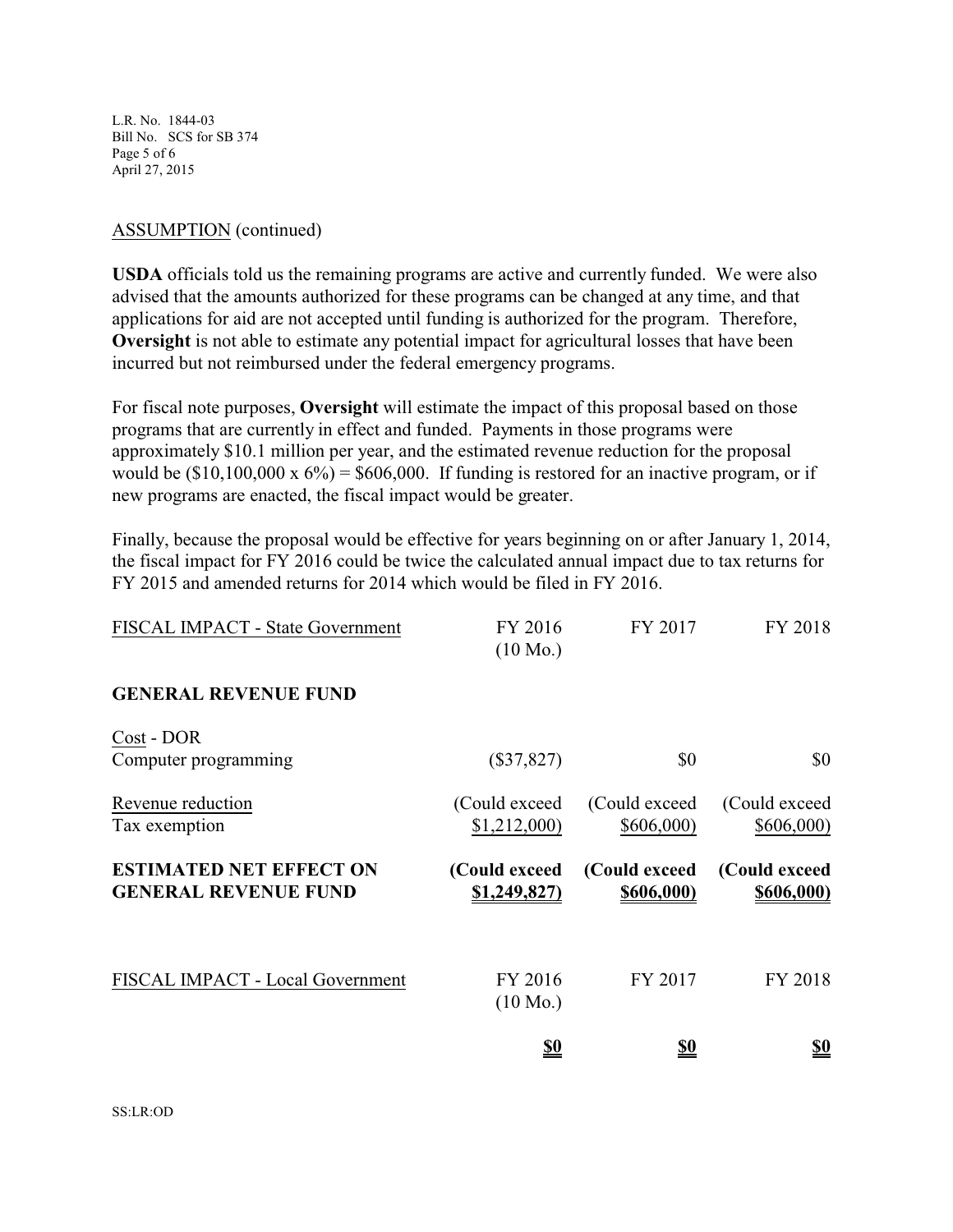ASSUMPTION (continued)

**USDA** officials told us the remaining programs are active and currently funded. We were also advised that the amounts authorized for these programs can be changed at any time, and that applications for aid are not accepted until funding is authorized for the program. Therefore, **Oversight** is not able to estimate any potential impact for agricultural losses that have been incurred but not reimbursed under the federal emergency programs.

For fiscal note purposes, **Oversight** will estimate the impact of this proposal based on those programs that are currently in effect and funded. Payments in those programs were approximately $10.1 million per year, and the estimated revenue reduction for the proposal would be ($10,100,000 x 6%) = $606,000. If funding is restored for an inactive program, or if new programs are enacted, the fiscal impact would be greater.

Finally, because the proposal would be effective for years beginning on or after January 1, 2014, the fiscal impact for FY 2016 could be twice the calculated annual impact due to tax returns for FY 2015 and amended returns for 2014 which would be filed in FY 2016.

| FISCAL IMPACT - State Government | FY 2016 (10 Mo.) | FY 2017 | FY 2018 |
|---|---|---|---|
| **GENERAL REVENUE FUND** | | | |
| Cost - DOR<br>Computer programming | ($37,827) | $0 | $0 |
| Revenue reduction<br>Tax exemption | (Could exceed $1,212,000) | (Could exceed $606,000) | (Could exceed $606,000) |
| **ESTIMATED NET EFFECT ON GENERAL REVENUE FUND** | **(Could exceed $1,249,827)** | **(Could exceed $606,000)** | **(Could exceed $606,000)** |

| FISCAL IMPACT - Local Government | FY 2016 (10 Mo.) | FY 2017 | FY 2018 |
|---|---|---|---|
| | **$0** | **$0** | **$0** |

SS:LR:OD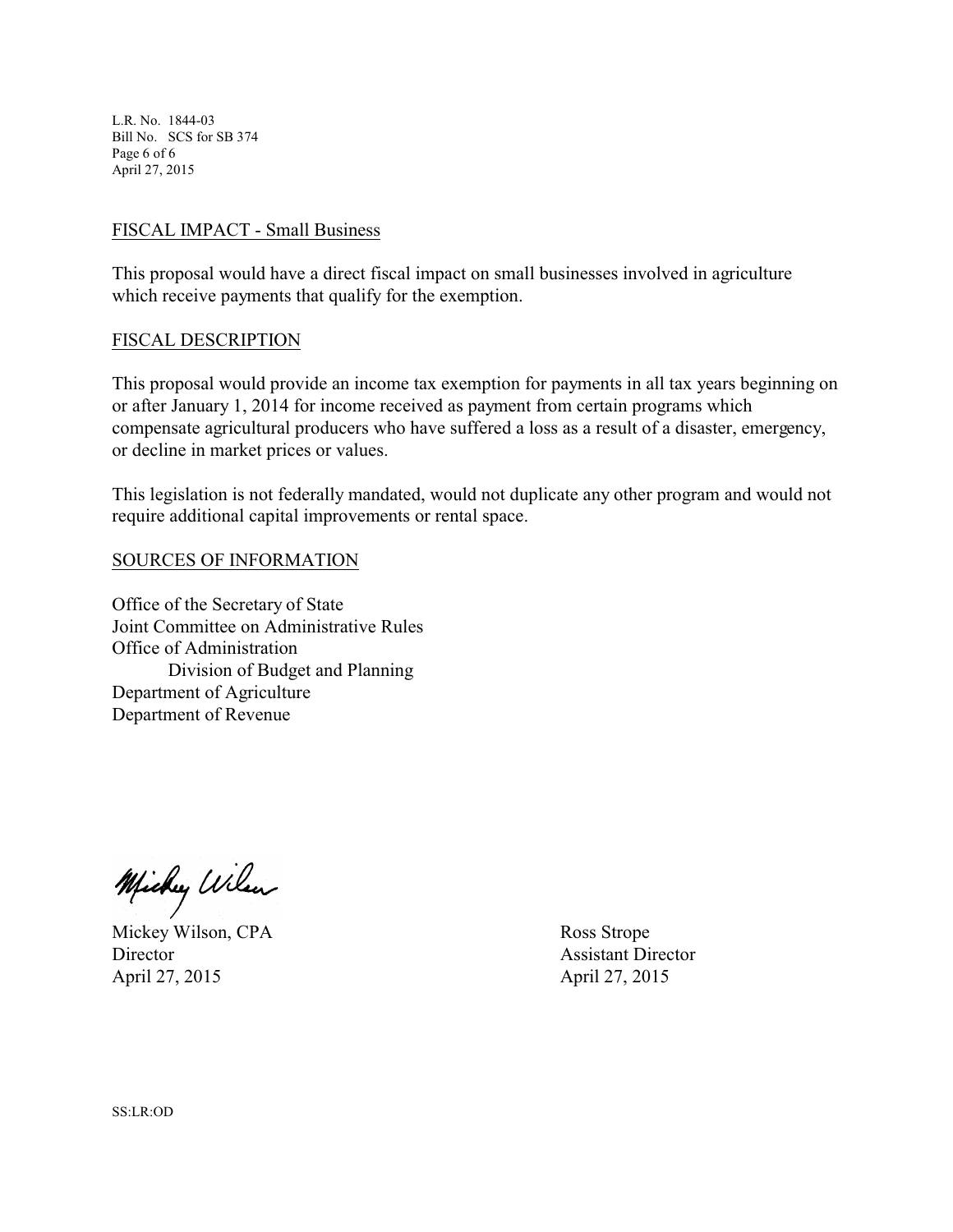## FISCAL IMPACT - Small Business

This proposal would have a direct fiscal impact on small businesses involved in agriculture which receive payments that qualify for the exemption.

## FISCAL DESCRIPTION

This proposal would provide an income tax exemption for payments in all tax years beginning on or after January 1, 2014 for income received as payment from certain programs which compensate agricultural producers who have suffered a loss as a result of a disaster, emergency, or decline in market prices or values.

This legislation is not federally mandated, would not duplicate any other program and would not require additional capital improvements or rental space.

## SOURCES OF INFORMATION

Office of the Secretary of State
Joint Committee on Administrative Rules
Office of Administration
    Division of Budget and Planning
Department of Agriculture
Department of Revenue

Mickey Wilson, CPA
Director
April 27, 2015

Ross Strope
Assistant Director
April 27, 2015

SS:LR:OD